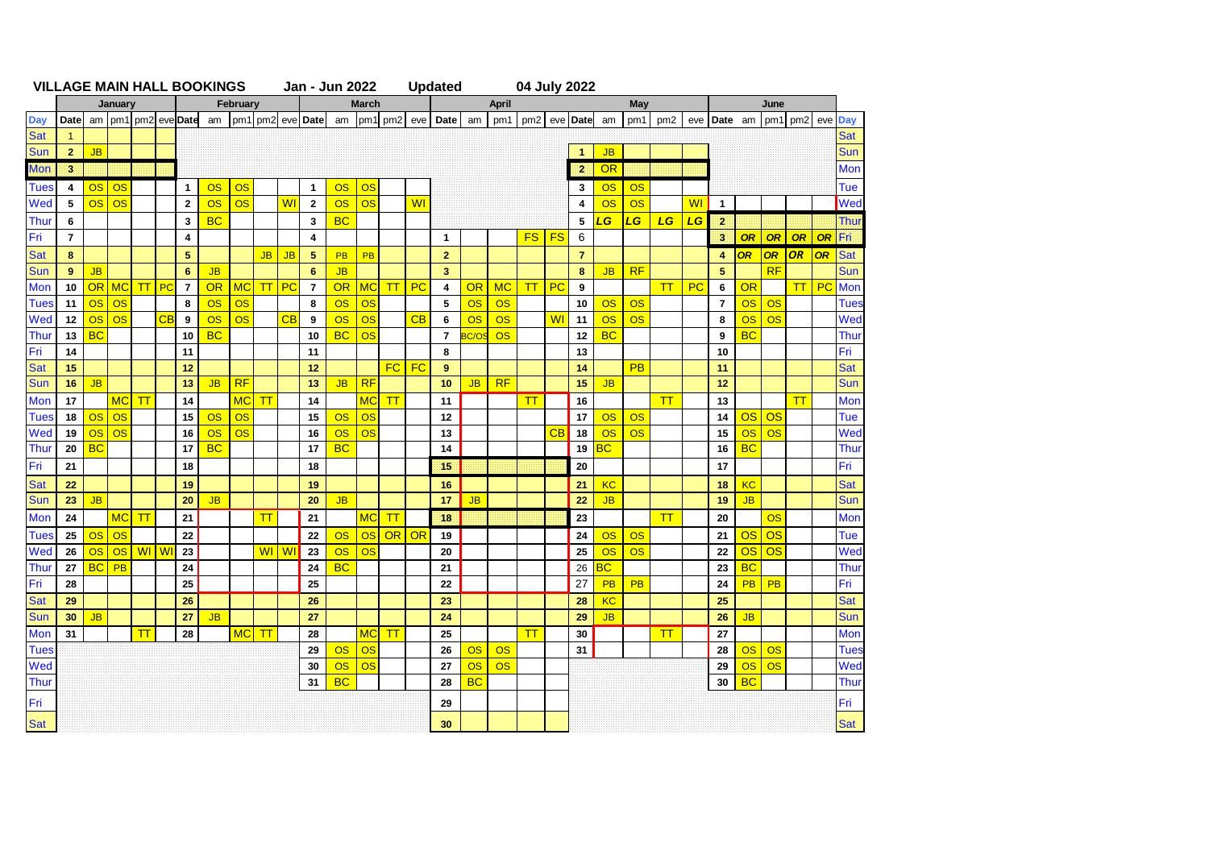**VILLAGE MAIN HALL BOOKINGS　　Jan - Jun 2022　　Updated　　04 July 2022**

| | January | | | | | February | | | | | March | | | | | April | | | | | May | | | | | June | | | | | |
|---|---|---|---|---|---|---|---|---|---|---|---|---|---|---|---|---|---|---|---|---|---|---|---|---|---|---|---|---|---|---|---|
| Day | Date | am | pm1 | pm2 | eve | Date | am | pm1 | pm2 | eve | Date | am | pm1 | pm2 | eve | Date | am | pm1 | pm2 | eve | Date | am | pm1 | pm2 | eve | Date | am | pm1 | pm2 | eve | Day |
| Sat | 1 | | | | | | | | | | | | | | | | | | | | | | | | | | | | | | Sat |
| Sun | 2 | JB | | | | | | | | | | | | | | | | | | | 1 | JB | | | | | | | | | Sun |
| Mon | 3 | | | | | | | | | | | | | | | | | | | | 2 | OR | | | | | | | | | Mon |
| Tues | 4 | OS | OS | | | 1 | OS | OS | | | 1 | OS | OS | | | | | | | | 3 | OS | OS | | | | | | | | Tue |
| Wed | 5 | OS | OS | | | 2 | OS | OS | | WI | 2 | OS | OS | | WI | | | | | | 4 | OS | OS | | WI | 1 | | | | | Wed |
| Thur | 6 | | | | | 3 | BC | | | | 3 | BC | | | | | | | | | 5 | *LG* | *LG* | *LG* | *LG* | 2 | | | | | Thur |
| Fri | 7 | | | | | 4 | | | | | 4 | | | | | 1 | | | FS | FS | 6 | | | | | 3 | *OR* | *OR* | *OR* | *OR* | Fri |
| Sat | 8 | | | | | 5 | | | JB | JB | 5 | PB | PB | | | 2 | | | | | 7 | | | | | 4 | *OR* | *OR* | *OR* | *OR* | Sat |
| Sun | 9 | JB | | | | 6 | JB | | | | 6 | JB | | | | 3 | | | | | 8 | JB | RF | | | 5 | | RF | | | Sun |
| Mon | 10 | OR | MC | TT | PC | 7 | OR | MC | TT | PC | 7 | OR | MC | TT | PC | 4 | OR | MC | TT | PC | 9 | | | TT | PC | 6 | OR | | TT | PC | Mon |
| Tues | 11 | OS | OS | | | 8 | OS | OS | | | 8 | OS | OS | | | 5 | OS | OS | | | 10 | OS | OS | | | 7 | OS | OS | | | Tues |
| Wed | 12 | OS | OS | | CB | 9 | OS | OS | | CB | 9 | OS | OS | | CB | 6 | OS | OS | | WI | 11 | OS | OS | | | 8 | OS | OS | | | Wed |
| Thur | 13 | BC | | | | 10 | BC | | | | 10 | BC | OS | | | 7 | BC/OS | OS | | | 12 | BC | | | | 9 | BC | | | | Thur |
| Fri | 14 | | | | | 11 | | | | | 11 | | | | | 8 | | | | | 13 | | | | | 10 | | | | | Fri |
| Sat | 15 | | | | | 12 | | | | | 12 | | | FC | FC | 9 | | | | | 14 | | PB | | | 11 | | | | | Sat |
| Sun | 16 | JB | | | | 13 | JB | RF | | | 13 | JB | RF | | | 10 | JB | RF | | | 15 | JB | | | | 12 | | | | | Sun |
| Mon | 17 | | MC | TT | | 14 | | MC | TT | | 14 | | MC | TT | | 11 | | | TT | | 16 | | | TT | | 13 | | | TT | | Mon |
| Tues | 18 | OS | OS | | | 15 | OS | OS | | | 15 | OS | OS | | | 12 | | | | | 17 | OS | OS | | | 14 | OS | OS | | | Tue |
| Wed | 19 | OS | OS | | | 16 | OS | OS | | | 16 | OS | OS | | | 13 | | | | CB | 18 | OS | OS | | | 15 | OS | OS | | | Wed |
| Thur | 20 | BC | | | | 17 | BC | | | | 17 | BC | | | | 14 | | | | | 19 | BC | | | | 16 | BC | | | | Thur |
| Fri | 21 | | | | | 18 | | | | | 18 | | | | | 15 | | | | | 20 | | | | | 17 | | | | | Fri |
| Sat | 22 | | | | | 19 | | | | | 19 | | | | | 16 | | | | | 21 | KC | | | | 18 | KC | | | | Sat |
| Sun | 23 | JB | | | | 20 | JB | | | | 20 | JB | | | | 17 | JB | | | | 22 | JB | | | | 19 | JB | | | | Sun |
| Mon | 24 | | MC | TT | | 21 | | | TT | | 21 | | MC | TT | | 18 | | | | | 23 | | | TT | | 20 | | OS | | | Mon |
| Tues | 25 | OS | OS | | | 22 | | | | | 22 | OS | OS | OR | OR | 19 | | | | | 24 | OS | OS | | | 21 | OS | OS | | | Tue |
| Wed | 26 | OS | OS | WI | WI | 23 | | | WI | WI | 23 | OS | OS | | | 20 | | | | | 25 | OS | OS | | | 22 | OS | OS | | | Wed |
| Thur | 27 | BC | PB | | | 24 | | | | | 24 | BC | | | | 21 | | | | | 26 | BC | | | | 23 | BC | | | | Thur |
| Fri | 28 | | | | | 25 | | | | | 25 | | | | | 22 | | | | | 27 | PB | PB | | | 24 | PB | PB | | | Fri |
| Sat | 29 | | | | | 26 | | | | | 26 | | | | | 23 | | | | | 28 | KC | | | | 25 | | | | | Sat |
| Sun | 30 | JB | | | | 27 | JB | | | | 27 | | | | | 24 | | | | | 29 | JB | | | | 26 | JB | | | | Sun |
| Mon | 31 | | | TT | | 28 | | MC | TT | | 28 | | MC | TT | | 25 | | | TT | | 30 | | | TT | | 27 | | | | | Mon |
| Tues | | | | | | | | | | | 29 | OS | OS | | | 26 | OS | OS | | | 31 | | | | | 28 | OS | OS | | | Tues |
| Wed | | | | | | | | | | | 30 | OS | OS | | | 27 | OS | OS | | | | | | | | 29 | OS | OS | | | Wed |
| Thur | | | | | | | | | | | 31 | BC | | | | 28 | BC | | | | | | | | | 30 | BC | | | | Thur |
| Fri | | | | | | | | | | | | | | | | 29 | | | | | | | | | | | | | | | Fri |
| Sat | | | | | | | | | | | | | | | | 30 | | | | | | | | | | | | | | | Sat |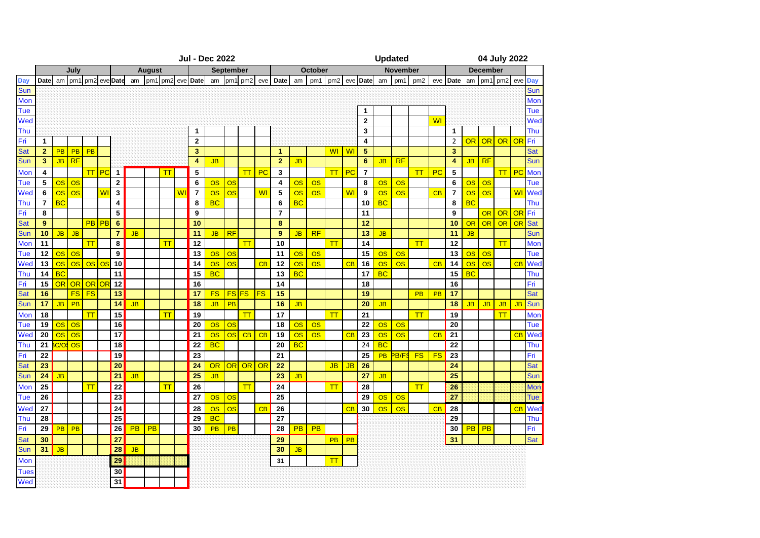**Jul - Dec 2022** | **Updated** | **04 July 2022**

| Day | July | | | | | August | | | | | September | | | | | October | | | | | November | | | | | December | | | | | |
|---|---|---|---|---|---|---|---|---|---|---|---|---|---|---|---|---|---|---|---|---|---|---|---|---|---|---|---|---|---|---|---|
| Day | Date | am | pm1 | pm2 | eve | Date | am | pm1 | pm2 | eve | Date | am | pm1 | pm2 | eve | Date | am | pm1 | pm2 | eve | Date | am | pm1 | pm2 | eve | Date | am | pm1 | pm2 | eve | Day |
| Sun | | | | | | | | | | | | | | | | | | | | | | | | | | | | | | | Sun |
| Mon | | | | | | | | | | | | | | | | | | | | | | | | | | | | | | | Mon |
| Tue | | | | | | | | | | | | | | | | | | | | | 1 | | | | | | | | | | Tue |
| Wed | | | | | | | | | | | | | | | | | | | | | 2 | | | | WI | | | | | | Wed |
| Thu | | | | | | | | | | | 1 | | | | | | | | | | 3 | | | | | 1 | | | | | Thu |
| Fri | 1 | | | | | | | | | | 2 | | | | | | | | | | 4 | | | | | 2 | OR | OR | OR | OR | Fri |
| Sat | 2 | PB | PB | PB | | | | | | | 3 | | | | | 1 | | | WI | WI | 5 | | | | | 3 | | | | | Sat |
| Sun | 3 | JB | RF | | | | | | | | 4 | JB | | | | 2 | JB | | | | 6 | JB | RF | | | 4 | JB | RF | | | Sun |
| Mon | 4 | | | TT | PC | 1 | | | TT | | 5 | | | TT | PC | 3 | | | TT | PC | 7 | | | TT | PC | 5 | | | TT | PC | Mon |
| Tue | 5 | OS | OS | | | 2 | | | | | 6 | OS | OS | | | 4 | OS | OS | | | 8 | OS | OS | | | 6 | OS | OS | | | Tue |
| Wed | 6 | OS | OS | | WI | 3 | | | | WI | 7 | OS | OS | | WI | 5 | OS | OS | | WI | 9 | OS | OS | | CB | 7 | OS | OS | | WI | Wed |
| Thu | 7 | BC | | | | 4 | | | | | 8 | BC | | | | 6 | BC | | | | 10 | BC | | | | 8 | BC | | | | Thu |
| Fri | 8 | | | | | 5 | | | | | 9 | | | | | 7 | | | | | 11 | | | | | 9 | | OR | OR | OR | Fri |
| Sat | 9 | | | PB | PB | 6 | | | | | 10 | | | | | 8 | | | | | 12 | | | | | 10 | OR | OR | OR | OR | Sat |
| Sun | 10 | JB | JB | | | 7 | JB | | | | 11 | JB | RF | | | 9 | JB | RF | | | 13 | JB | | | | 11 | JB | | | | Sun |
| Mon | 11 | | | TT | | 8 | | | TT | | 12 | | | TT | | 10 | | | TT | | 14 | | | TT | | 12 | | | TT | | Mon |
| Tue | 12 | OS | OS | | | 9 | | | | | 13 | OS | OS | | | 11 | OS | OS | | | 15 | OS | OS | | | 13 | OS | OS | | | Tue |
| Wed | 13 | OS | OS | OS | OS | 10 | | | | | 14 | OS | OS | | CB | 12 | OS | OS | | CB | 16 | OS | OS | | CB | 14 | OS | OS | | CB | Wed |
| Thu | 14 | BC | | | | 11 | | | | | 15 | BC | | | | 13 | BC | | | | 17 | BC | | | | 15 | BC | | | | Thu |
| Fri | 15 | OR | OR | OR | OR | 12 | | | | | 16 | | | | | 14 | | | | | 18 | | | | | 16 | | | | | Fri |
| Sat | 16 | | FS | FS | | 13 | | | | | 17 | FS | FS | FS | FS | 15 | | | | | 19 | | | PB | PB | 17 | | | | | Sat |
| Sun | 17 | JB | PB | | | 14 | JB | | | | 18 | JB | PB | | | 16 | JB | | | | 20 | JB | | | | 18 | JB | JB | JB | JB | Sun |
| Mon | 18 | | | TT | | 15 | | | TT | | 19 | | | TT | | 17 | | | TT | | 21 | | | TT | | 19 | | | TT | | Mon |
| Tue | 19 | OS | OS | | | 16 | | | | | 20 | OS | OS | | | 18 | OS | OS | | | 22 | OS | OS | | | 20 | | | | | Tue |
| Wed | 20 | OS | OS | | | 17 | | | | | 21 | OS | OS | CB | CB | 19 | OS | OS | | CB | 23 | OS | OS | | CB | 21 | | | | CB | Wed |
| Thu | 21 | BC/OS | OS | | | 18 | | | | | 22 | BC | | | | 20 | BC | | | | 24 | BC | | | | 22 | | | | | Thu |
| Fri | 22 | | | | | 19 | | | | | 23 | | | | | 21 | | | | | 25 | PB | PB/FS | FS | FS | 23 | | | | | Fri |
| Sat | 23 | | | | | 20 | | | | | 24 | OR | OR | OR | OR | 22 | | | JB | JB | 26 | | | | | 24 | | | | | Sat |
| Sun | 24 | JB | | | | 21 | JB | | | | 25 | JB | | | | 23 | JB | | | | 27 | JB | | | | 25 | | | | | Sun |
| Mon | 25 | | | TT | | 22 | | | TT | | 26 | | | TT | | 24 | | | TT | | 28 | | | TT | | 26 | | | | | Mon |
| Tue | 26 | | | | | 23 | | | | | 27 | OS | OS | | | 25 | | | | | 29 | OS | OS | | | 27 | | | | | Tue |
| Wed | 27 | | | | | 24 | | | | | 28 | OS | OS | | CB | 26 | | | | CB | 30 | OS | OS | | CB | 28 | | | | CB | Wed |
| Thu | 28 | | | | | 25 | | | | | 29 | BC | | | | 27 | | | | | | | | | | 29 | | | | | Thu |
| Fri | 29 | PB | PB | | | 26 | PB | PB | | | 30 | PB | PB | | | 28 | PB | PB | | | | | | | | 30 | PB | PB | | | Fri |
| Sat | 30 | | | | | 27 | | | | | | | | | | 29 | | | PB | PB | | | | | | 31 | | | | | Sat |
| Sun | 31 | JB | | | | 28 | JB | | | | | | | | | 30 | JB | | | | | | | | | | | | | | |
| Mon | | | | | | 29 | | | | | | | | | | 31 | | | TT | | | | | | | | | | | | |
| Tues | | | | | | 30 | | | | | | | | | | | | | | | | | | | | | | | | | |
| Wed | | | | | | 31 | | | | | | | | | | | | | | | | | | | | | | | | | |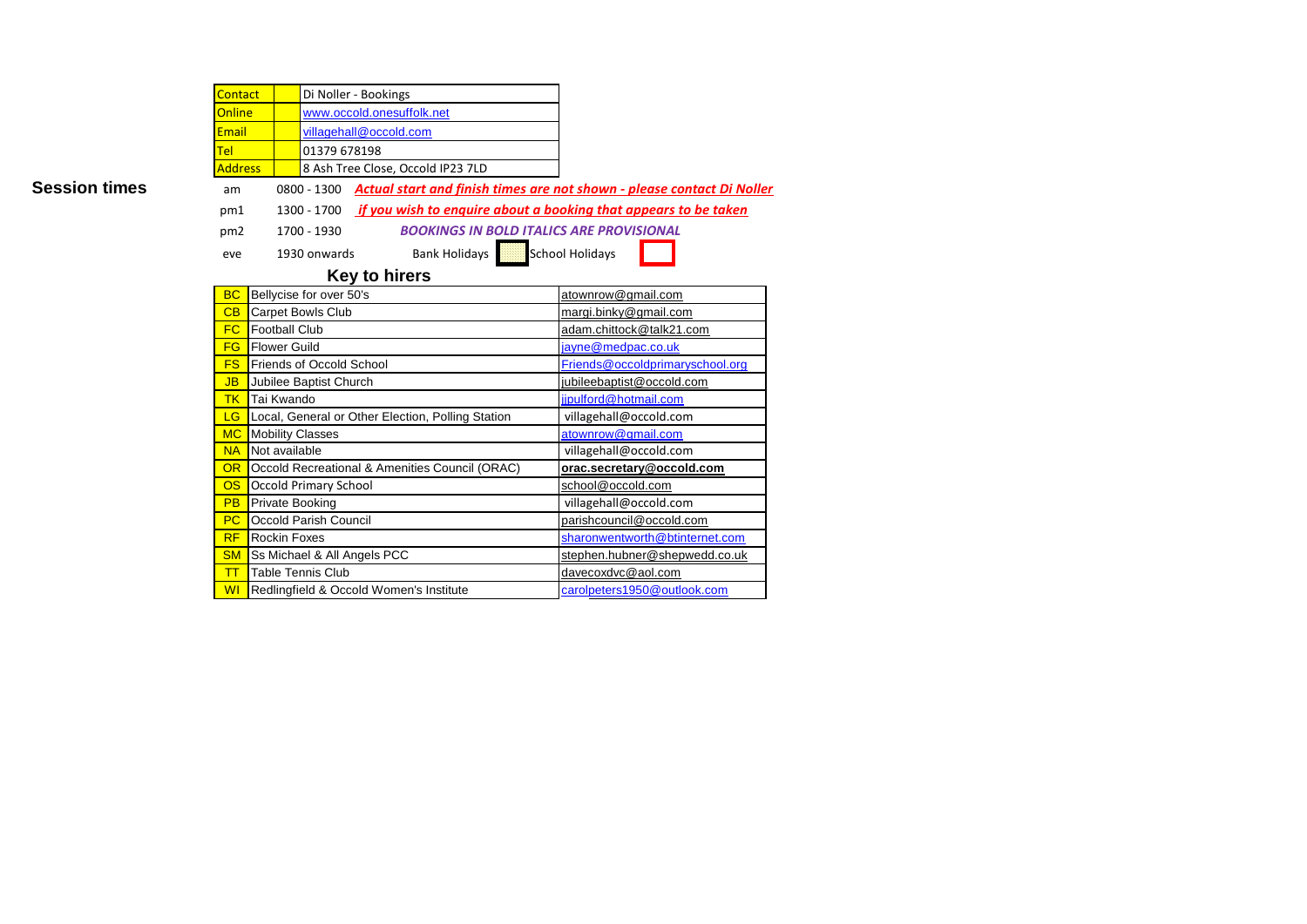| Contact | | Di Noller - Bookings |
|---|---|---|
| Online | | www.occold.onesuffolk.net |
| Email | | villagehall@occold.com |
| Tel | | 01379 678198 |
| Address | | 8 Ash Tree Close, Occold IP23 7LD |

## Session times

| | | |
|---|---|---|
| am | 0800 - 1300 | ***Actual start and finish times are not shown - please contact Di Noller*** |
| pm1 | 1300 - 1700 | ***if you wish to enquire about a booking that appears to be taken*** |
| pm2 | 1700 - 1930 | ***BOOKINGS IN BOLD ITALICS ARE PROVISIONAL*** |
| eve | 1930 onwards | Bank Holidays / School Holidays |

### Key to hirers

| Code | Hirer | Email |
|---|---|---|
| BC | Bellycise for over 50's | atownrow@gmail.com |
| CB | Carpet Bowls Club | margi.binky@gmail.com |
| FC | Football Club | adam.chittock@talk21.com |
| FG | Flower Guild | jayne@medpac.co.uk |
| FS | Friends of Occold School | Friends@occoldprimaryschool.org |
| JB | Jubilee Baptist Church | jubileebaptist@occold.com |
| TK | Tai Kwando | jjpulford@hotmail.com |
| LG | Local, General or Other Election, Polling Station | villagehall@occold.com |
| MC | Mobility Classes | atownrow@gmail.com |
| NA | Not available | villagehall@occold.com |
| OR | Occold Recreational & Amenities Council (ORAC) | **orac.secretary@occold.com** |
| OS | Occold Primary School | school@occold.com |
| PB | Private Booking | villagehall@occold.com |
| PC | Occold Parish Council | parishcouncil@occold.com |
| RF | Rockin Foxes | sharonwentworth@btinternet.com |
| SM | Ss Michael & All Angels PCC | stephen.hubner@shepwedd.co.uk |
| TT | Table Tennis Club | davecoxdvc@aol.com |
| WI | Redlingfield & Occold Women's Institute | carolpeters1950@outlook.com |